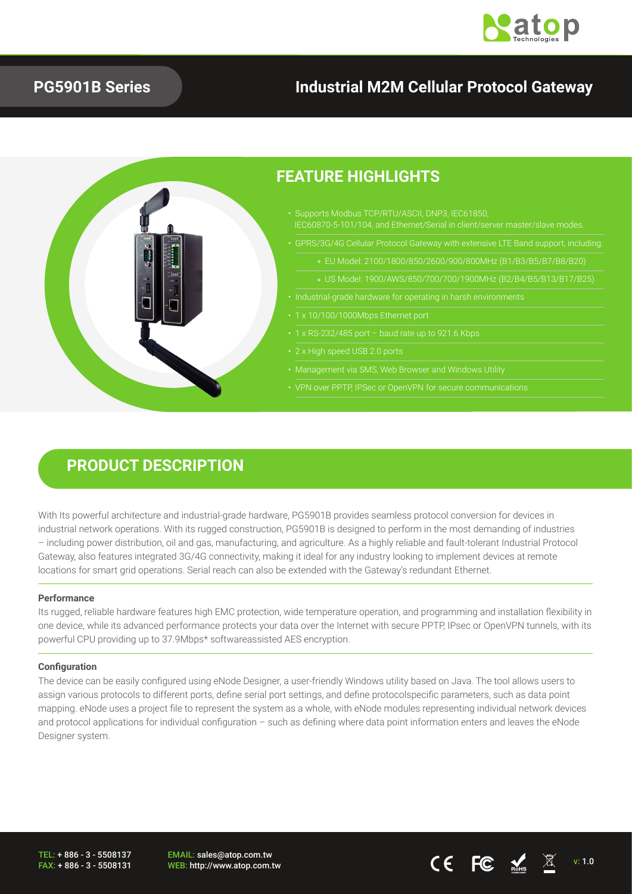# PG5901B Series

## Industrial M2M Cellular Protocol Gateway

## FEATURE HIGHLIGHTS

- Supports Modbus TCP/RTU/ASCII, DNP3, IEC61850, IEC60870-5-101/104, and Ethernet/Serial in client/server master/slave modes.
- GPRS/3G/4G Cellular Protocol Gateway with extensive LTE Band support, including:
  - EU Model: 2100/1800/850/2600/900/800MHz (B1/B3/B5/B7/B8/B20)
  - US Model: 1900/AWS/850/700/700/1900MHz (B2/B4/B5/B13/B17/B25)
- Industrial-grade hardware for operating in harsh environments
- 1 x 10/100/1000Mbps Ethernet port
- 1 x RS-232/485 port – baud rate up to 921.6 Kbps
- 2 x High speed USB 2.0 ports
- Management via SMS, Web Browser and Windows Utility
- VPN over PPTP, IPSec or OpenVPN for secure communications

## PRODUCT DESCRIPTION

With Its powerful architecture and industrial-grade hardware, PG5901B provides seamless protocol conversion for devices in industrial network operations. With its rugged construction, PG5901B is designed to perform in the most demanding of industries – including power distribution, oil and gas, manufacturing, and agriculture. As a highly reliable and fault-tolerant Industrial Protocol Gateway, also features integrated 3G/4G connectivity, making it ideal for any industry looking to implement devices at remote locations for smart grid operations. Serial reach can also be extended with the Gateway's redundant Ethernet.

#### Performance

Its rugged, reliable hardware features high EMC protection, wide temperature operation, and programming and installation flexibility in one device, while its advanced performance protects your data over the Internet with secure PPTP, IPsec or OpenVPN tunnels, with its powerful CPU providing up to 37.9Mbps* softwareassisted AES encryption.

#### Configuration

The device can be easily configured using eNode Designer, a user-friendly Windows utility based on Java. The tool allows users to assign various protocols to different ports, define serial port settings, and define protocolspecific parameters, such as data point mapping. eNode uses a project file to represent the system as a whole, with eNode modules representing individual network devices and protocol applications for individual configuration – such as defining where data point information enters and leaves the eNode Designer system.

TEL: + 886 - 3 - 5508137
FAX: + 886 - 3 - 5508131

EMAIL: sales@atop.com.tw
WEB: http://www.atop.com.tw

v: 1.0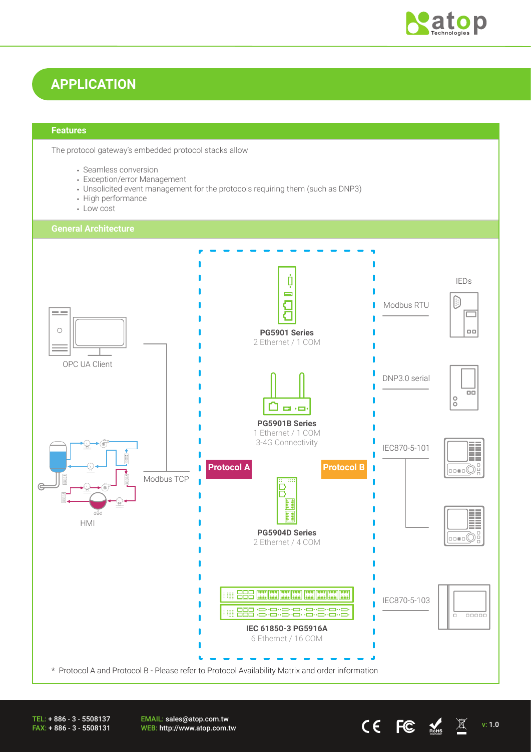# APPLICATION

## Features

The protocol gateway's embedded protocol stacks allow

- Seamless conversion
- Exception/error Management
- Unsolicited event management for the protocols requiring them (such as DNP3)
- High performance
- Low cost

## General Architecture

OPC UA Client

HMI

Modbus TCP

Protocol A

Protocol B

**PG5901 Series**
2 Ethernet / 1 COM

**PG5901B Series**
1 Ethernet / 1 COM
3-4G Connectivity

**PG5904D Series**
2 Ethernet / 4 COM

**IEC 61850-3 PG5916A**
6 Ethernet / 16 COM

IEDs

Modbus RTU

DNP3.0 serial

IEC870-5-101

IEC870-5-103

\* Protocol A and Protocol B - Please refer to Protocol Availability Matrix and order information

TEL: + 886 - 3 - 5508137
FAX: + 886 - 3 - 5508131

EMAIL: sales@atop.com.tw
WEB: http://www.atop.com.tw

v: 1.0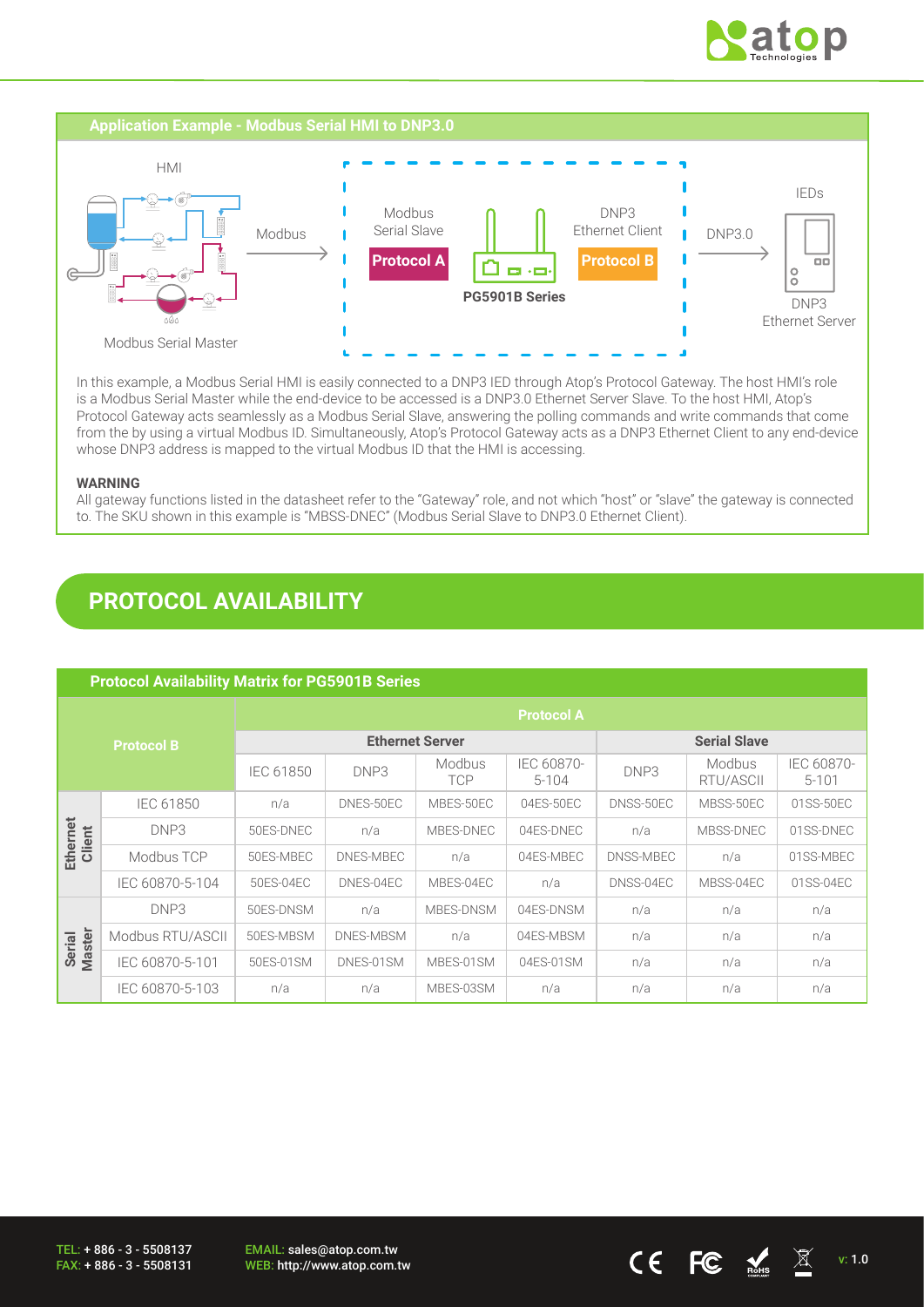## Application Example - Modbus Serial HMI to DNP3.0

HMI

Modbus Serial Master

Modbus

Modbus Serial Slave

**Protocol A**

PG5901B Series

DNP3 Ethernet Client

**Protocol B**

DNP3.0

IEDs

DNP3 Ethernet Server

In this example, a Modbus Serial HMI is easily connected to a DNP3 IED through Atop's Protocol Gateway. The host HMI's role is a Modbus Serial Master while the end-device to be accessed is a DNP3.0 Ethernet Server Slave. To the host HMI, Atop's Protocol Gateway acts seamlessly as a Modbus Serial Slave, answering the polling commands and write commands that come from the by using a virtual Modbus ID. Simultaneously, Atop's Protocol Gateway acts as a DNP3 Ethernet Client to any end-device whose DNP3 address is mapped to the virtual Modbus ID that the HMI is accessing.

**WARNING**

All gateway functions listed in the datasheet refer to the "Gateway" role, and not which "host" or "slave" the gateway is connected to. The SKU shown in this example is "MBSS-DNEC" (Modbus Serial Slave to DNP3.0 Ethernet Client).

# PROTOCOL AVAILABILITY

### Protocol Availability Matrix for PG5901B Series

| Protocol B | | Protocol A | | | | | | |
|---|---|---|---|---|---|---|---|---|
| | | Ethernet Server | | | | Serial Slave | | |
| | | IEC 61850 | DNP3 | Modbus TCP | IEC 60870-5-104 | DNP3 | Modbus RTU/ASCII | IEC 60870-5-101 |
| Ethernet Client | IEC 61850 | n/a | DNES-50EC | MBES-50EC | 04ES-50EC | DNSS-50EC | MBSS-50EC | 01SS-50EC |
| | DNP3 | 50ES-DNEC | n/a | MBES-DNEC | 04ES-DNEC | n/a | MBSS-DNEC | 01SS-DNEC |
| | Modbus TCP | 50ES-MBEC | DNES-MBEC | n/a | 04ES-MBEC | DNSS-MBEC | n/a | 01SS-MBEC |
| | IEC 60870-5-104 | 50ES-04EC | DNES-04EC | MBES-04EC | n/a | DNSS-04EC | MBSS-04EC | 01SS-04EC |
| Serial Master | DNP3 | 50ES-DNSM | n/a | MBES-DNSM | 04ES-DNSM | n/a | n/a | n/a |
| | Modbus RTU/ASCII | 50ES-MBSM | DNES-MBSM | n/a | 04ES-MBSM | n/a | n/a | n/a |
| | IEC 60870-5-101 | 50ES-01SM | DNES-01SM | MBES-01SM | 04ES-01SM | n/a | n/a | n/a |
| | IEC 60870-5-103 | n/a | n/a | MBES-03SM | n/a | n/a | n/a | n/a |

TEL: + 886 - 3 - 5508137
FAX: + 886 - 3 - 5508131

EMAIL: sales@atop.com.tw
WEB: http://www.atop.com.tw

v: 1.0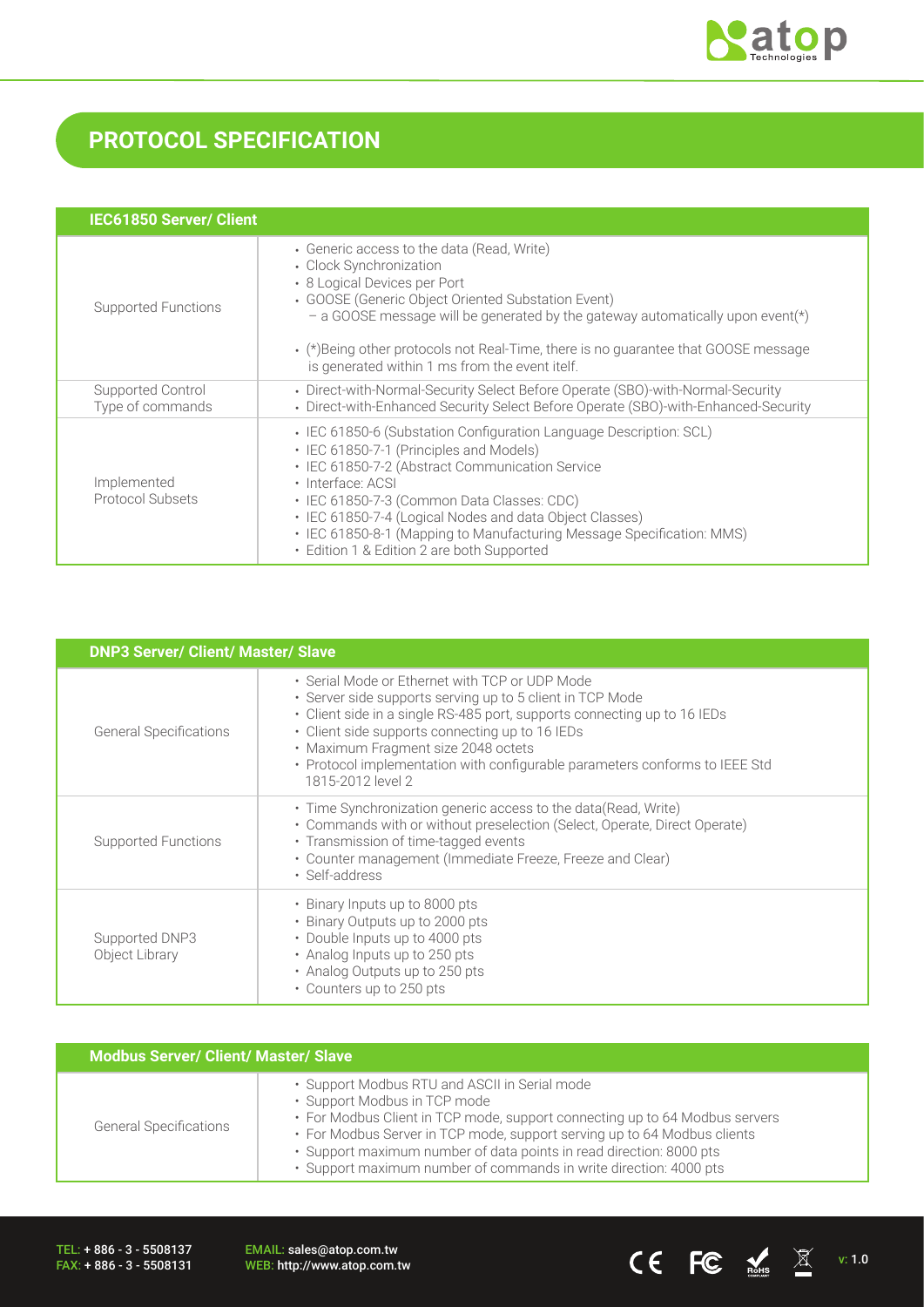# PROTOCOL SPECIFICATION

| IEC61850 Server/ Client | |
|---|---|
| Supported Functions | • Generic access to the data (Read, Write)<br>• Clock Synchronization<br>• 8 Logical Devices per Port<br>• GOOSE (Generic Object Oriented Substation Event)<br>– a GOOSE message will be generated by the gateway automatically upon event(*)<br>• (*)Being other protocols not Real-Time, there is no guarantee that GOOSE message is generated within 1 ms from the event itelf. |
| Supported Control Type of commands | • Direct-with-Normal-Security Select Before Operate (SBO)-with-Normal-Security<br>• Direct-with-Enhanced Security Select Before Operate (SBO)-with-Enhanced-Security |
| Implemented Protocol Subsets | • IEC 61850-6 (Substation Configuration Language Description: SCL)<br>• IEC 61850-7-1 (Principles and Models)<br>• IEC 61850-7-2 (Abstract Communication Service<br>• Interface: ACSI<br>• IEC 61850-7-3 (Common Data Classes: CDC)<br>• IEC 61850-7-4 (Logical Nodes and data Object Classes)<br>• IEC 61850-8-1 (Mapping to Manufacturing Message Specification: MMS)<br>• Edition 1 & Edition 2 are both Supported |

| DNP3 Server/ Client/ Master/ Slave | |
|---|---|
| General Specifications | • Serial Mode or Ethernet with TCP or UDP Mode<br>• Server side supports serving up to 5 client in TCP Mode<br>• Client side in a single RS-485 port, supports connecting up to 16 IEDs<br>• Client side supports connecting up to 16 IEDs<br>• Maximum Fragment size 2048 octets<br>• Protocol implementation with configurable parameters conforms to IEEE Std 1815-2012 level 2 |
| Supported Functions | • Time Synchronization generic access to the data(Read, Write)<br>• Commands with or without preselection (Select, Operate, Direct Operate)<br>• Transmission of time-tagged events<br>• Counter management (Immediate Freeze, Freeze and Clear)<br>• Self-address |
| Supported DNP3 Object Library | • Binary Inputs up to 8000 pts<br>• Binary Outputs up to 2000 pts<br>• Double Inputs up to 4000 pts<br>• Analog Inputs up to 250 pts<br>• Analog Outputs up to 250 pts<br>• Counters up to 250 pts |

| Modbus Server/ Client/ Master/ Slave | |
|---|---|
| General Specifications | • Support Modbus RTU and ASCII in Serial mode<br>• Support Modbus in TCP mode<br>• For Modbus Client in TCP mode, support connecting up to 64 Modbus servers<br>• For Modbus Server in TCP mode, support serving up to 64 Modbus clients<br>• Support maximum number of data points in read direction: 8000 pts<br>• Support maximum number of commands in write direction: 4000 pts |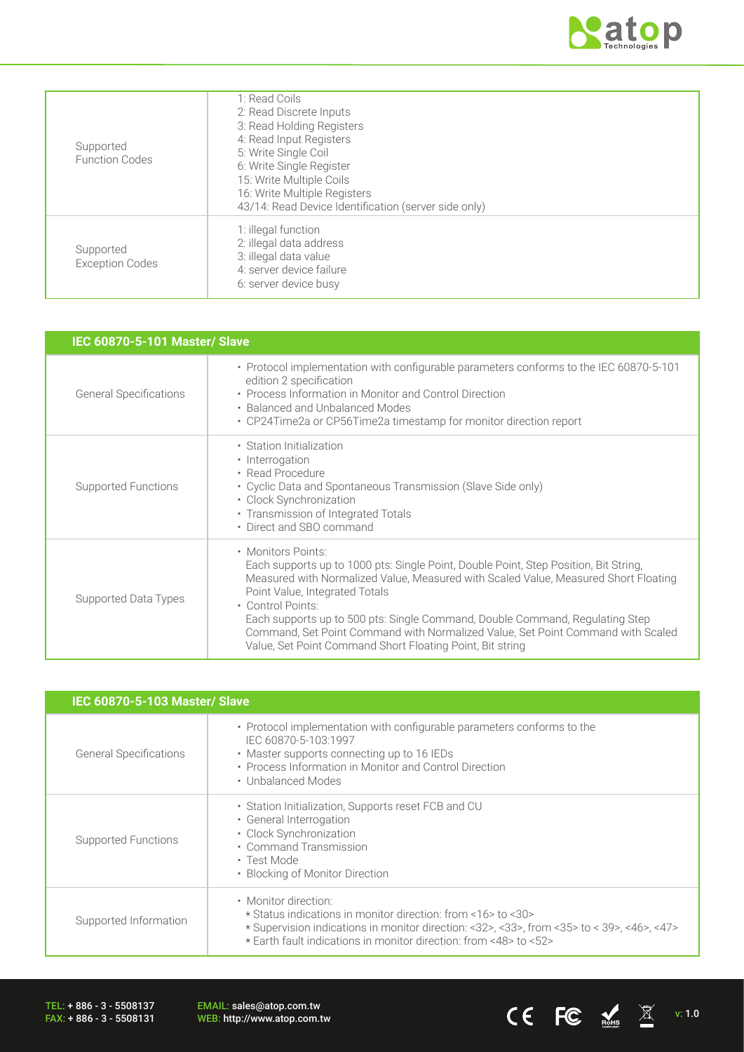| | |
|---|---|
| Supported Function Codes | 1: Read Coils<br>2: Read Discrete Inputs<br>3: Read Holding Registers<br>4: Read Input Registers<br>5: Write Single Coil<br>6: Write Single Register<br>15: Write Multiple Coils<br>16: Write Multiple Registers<br>43/14: Read Device Identification (server side only) |
| Supported Exception Codes | 1: illegal function<br>2: illegal data address<br>3: illegal data value<br>4: server device failure<br>6: server device busy |

| IEC 60870-5-101 Master/ Slave | |
|---|---|
| General Specifications | • Protocol implementation with configurable parameters conforms to the IEC 60870-5-101 edition 2 specification<br>• Process Information in Monitor and Control Direction<br>• Balanced and Unbalanced Modes<br>• CP24Time2a or CP56Time2a timestamp for monitor direction report |
| Supported Functions | • Station Initialization<br>• Interrogation<br>• Read Procedure<br>• Cyclic Data and Spontaneous Transmission (Slave Side only)<br>• Clock Synchronization<br>• Transmission of Integrated Totals<br>• Direct and SBO command |
| Supported Data Types | • Monitors Points:<br>Each supports up to 1000 pts: Single Point, Double Point, Step Position, Bit String, Measured with Normalized Value, Measured with Scaled Value, Measured Short Floating Point Value, Integrated Totals<br>• Control Points:<br>Each supports up to 500 pts: Single Command, Double Command, Regulating Step Command, Set Point Command with Normalized Value, Set Point Command with Scaled Value, Set Point Command Short Floating Point, Bit string |

| IEC 60870-5-103 Master/ Slave | |
|---|---|
| General Specifications | • Protocol implementation with configurable parameters conforms to the IEC 60870-5-103:1997<br>• Master supports connecting up to 16 IEDs<br>• Process Information in Monitor and Control Direction<br>• Unbalanced Modes |
| Supported Functions | • Station Initialization, Supports reset FCB and CU<br>• General Interrogation<br>• Clock Synchronization<br>• Command Transmission<br>• Test Mode<br>• Blocking of Monitor Direction |
| Supported Information | • Monitor direction:<br>* Status indications in monitor direction: from <16> to <30><br>* Supervision indications in monitor direction: <32>, <33>, from <35> to < 39>, <46>, <47><br>* Earth fault indications in monitor direction: from <48> to <52> |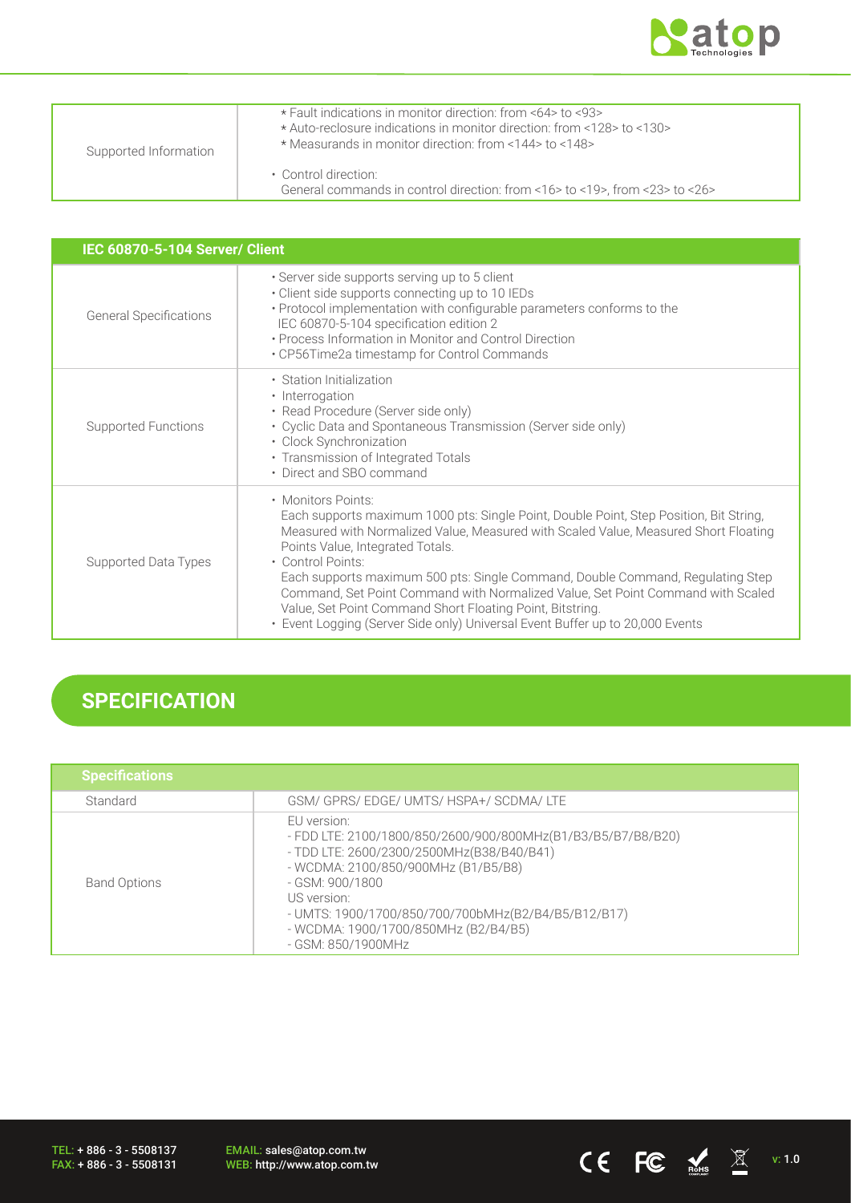| | |
|---|---|
| Supported Information | * Fault indications in monitor direction: from <64> to <93><br>* Auto-reclosure indications in monitor direction: from <128> to <130><br>* Measurands in monitor direction: from <144> to <148><br><br>• Control direction:<br>General commands in control direction: from <16> to <19>, from <23> to <26> |

| IEC 60870-5-104 Server/ Client | |
|---|---|
| General Specifications | • Server side supports serving up to 5 client<br>• Client side supports connecting up to 10 IEDs<br>• Protocol implementation with configurable parameters conforms to the IEC 60870-5-104 specification edition 2<br>• Process Information in Monitor and Control Direction<br>• CP56Time2a timestamp for Control Commands |
| Supported Functions | • Station Initialization<br>• Interrogation<br>• Read Procedure (Server side only)<br>• Cyclic Data and Spontaneous Transmission (Server side only)<br>• Clock Synchronization<br>• Transmission of Integrated Totals<br>• Direct and SBO command |
| Supported Data Types | • Monitors Points:<br>Each supports maximum 1000 pts: Single Point, Double Point, Step Position, Bit String, Measured with Normalized Value, Measured with Scaled Value, Measured Short Floating Points Value, Integrated Totals.<br>• Control Points:<br>Each supports maximum 500 pts: Single Command, Double Command, Regulating Step Command, Set Point Command with Normalized Value, Set Point Command with Scaled Value, Set Point Command Short Floating Point, Bitstring.<br>• Event Logging (Server Side only) Universal Event Buffer up to 20,000 Events |

## SPECIFICATION

| Specifications | |
|---|---|
| Standard | GSM/ GPRS/ EDGE/ UMTS/ HSPA+/ SCDMA/ LTE |
| Band Options | EU version:<br>- FDD LTE: 2100/1800/850/2600/900/800MHz(B1/B3/B5/B7/B8/B20)<br>- TDD LTE: 2600/2300/2500MHz(B38/B40/B41)<br>- WCDMA: 2100/850/900MHz (B1/B5/B8)<br>- GSM: 900/1800<br>US version:<br>- UMTS: 1900/1700/850/700/700bMHz(B2/B4/B5/B12/B17)<br>- WCDMA: 1900/1700/850MHz (B2/B4/B5)<br>- GSM: 850/1900MHz |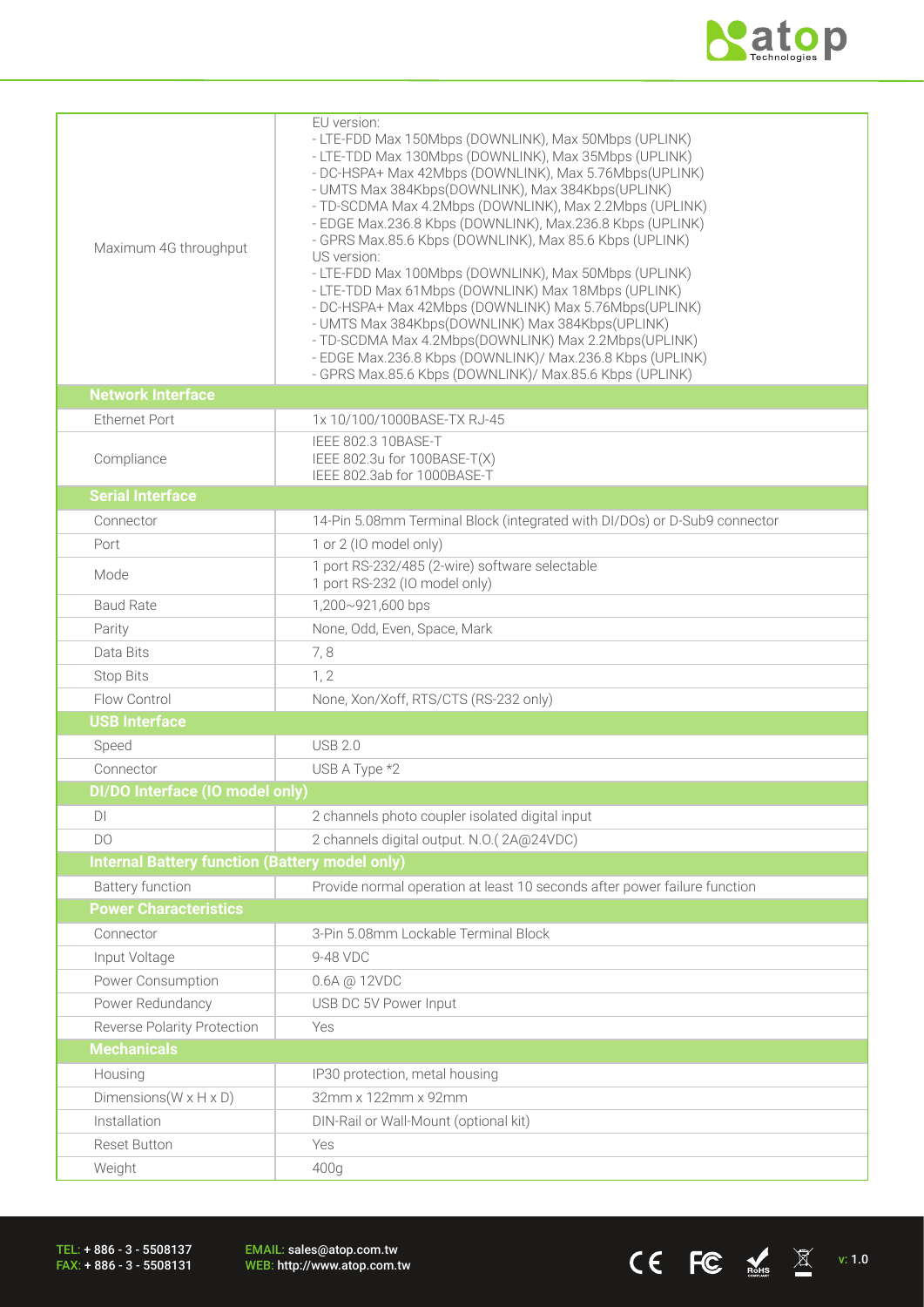| | |
|---|---|
| Maximum 4G throughput | EU version:<br>- LTE-FDD Max 150Mbps (DOWNLINK), Max 50Mbps (UPLINK)<br>- LTE-TDD Max 130Mbps (DOWNLINK), Max 35Mbps (UPLINK)<br>- DC-HSPA+ Max 42Mbps (DOWNLINK), Max 5.76Mbps(UPLINK)<br>- UMTS Max 384Kbps(DOWNLINK), Max 384Kbps(UPLINK)<br>- TD-SCDMA Max 4.2Mbps (DOWNLINK), Max 2.2Mbps (UPLINK)<br>- EDGE Max.236.8 Kbps (DOWNLINK), Max.236.8 Kbps (UPLINK)<br>- GPRS Max.85.6 Kbps (DOWNLINK), Max 85.6 Kbps (UPLINK)<br>US version:<br>- LTE-FDD Max 100Mbps (DOWNLINK), Max 50Mbps (UPLINK)<br>- LTE-TDD Max 61Mbps (DOWNLINK) Max 18Mbps (UPLINK)<br>- DC-HSPA+ Max 42Mbps (DOWNLINK) Max 5.76Mbps(UPLINK)<br>- UMTS Max 384Kbps(DOWNLINK) Max 384Kbps(UPLINK)<br>- TD-SCDMA Max 4.2Mbps(DOWNLINK) Max 2.2Mbps(UPLINK)<br>- EDGE Max.236.8 Kbps (DOWNLINK)/ Max.236.8 Kbps (UPLINK)<br>- GPRS Max.85.6 Kbps (DOWNLINK)/ Max.85.6 Kbps (UPLINK) |
| **Network Interface** | |
| Ethernet Port | 1x 10/100/1000BASE-TX RJ-45 |
| Compliance | IEEE 802.3 10BASE-T<br>IEEE 802.3u for 100BASE-T(X)<br>IEEE 802.3ab for 1000BASE-T |
| **Serial Interface** | |
| Connector | 14-Pin 5.08mm Terminal Block (integrated with DI/DOs) or D-Sub9 connector |
| Port | 1 or 2 (IO model only) |
| Mode | 1 port RS-232/485 (2-wire) software selectable<br>1 port RS-232 (IO model only) |
| Baud Rate | 1,200~921,600 bps |
| Parity | None, Odd, Even, Space, Mark |
| Data Bits | 7, 8 |
| Stop Bits | 1, 2 |
| Flow Control | None, Xon/Xoff, RTS/CTS (RS-232 only) |
| **USB Interface** | |
| Speed | USB 2.0 |
| Connector | USB A Type *2 |
| **DI/DO Interface (IO model only)** | |
| DI | 2 channels photo coupler isolated digital input |
| DO | 2 channels digital output. N.O.( 2A@24VDC) |
| **Internal Battery function (Battery model only)** | |
| Battery function | Provide normal operation at least 10 seconds after power failure function |
| **Power Characteristics** | |
| Connector | 3-Pin 5.08mm Lockable Terminal Block |
| Input Voltage | 9-48 VDC |
| Power Consumption | 0.6A @ 12VDC |
| Power Redundancy | USB DC 5V Power Input |
| Reverse Polarity Protection | Yes |
| **Mechanicals** | |
| Housing | IP30 protection, metal housing |
| Dimensions(W x H x D) | 32mm x 122mm x 92mm |
| Installation | DIN-Rail or Wall-Mount (optional kit) |
| Reset Button | Yes |
| Weight | 400g |

TEL: + 886 - 3 - 5508137
FAX: + 886 - 3 - 5508131

EMAIL: sales@atop.com.tw
WEB: http://www.atop.com.tw

v: 1.0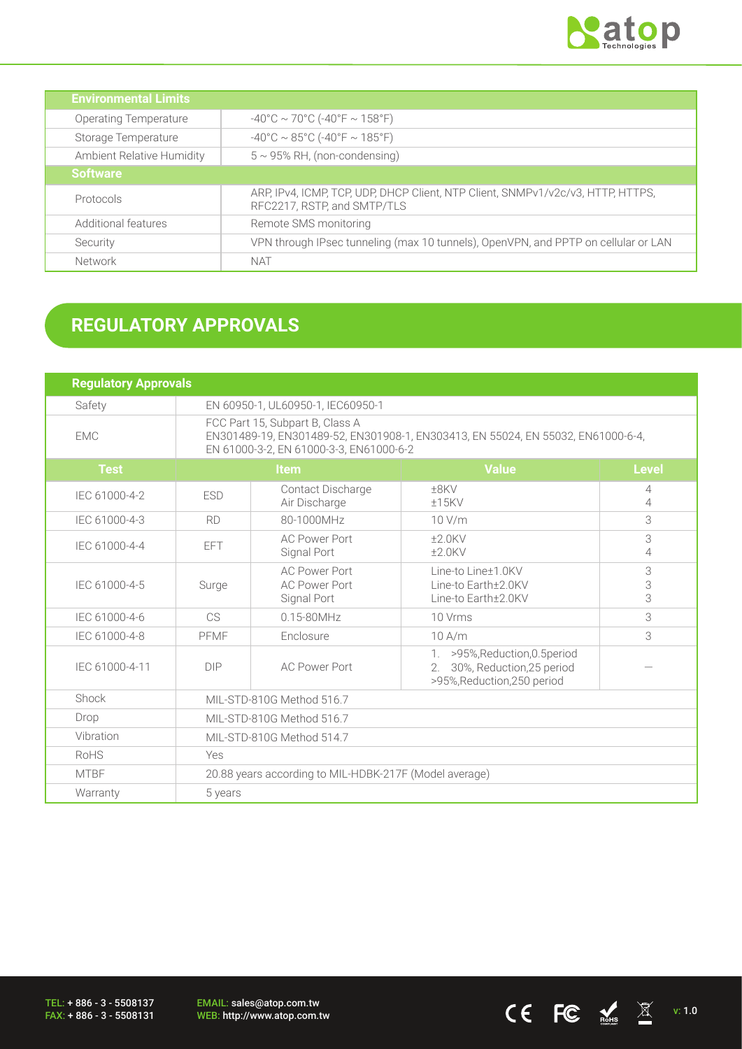| Environmental Limits | |
|---|---|
| Operating Temperature | -40°C ~ 70°C (-40°F ~ 158°F) |
| Storage Temperature | -40°C ~ 85°C (-40°F ~ 185°F) |
| Ambient Relative Humidity | 5 ~ 95% RH, (non-condensing) |
| **Software** | |
| Protocols | ARP, IPv4, ICMP, TCP, UDP, DHCP Client, NTP Client, SNMPv1/v2c/v3, HTTP, HTTPS, RFC2217, RSTP, and SMTP/TLS |
| Additional features | Remote SMS monitoring |
| Security | VPN through IPsec tunneling (max 10 tunnels), OpenVPN, and PPTP on cellular or LAN |
| Network | NAT |

## REGULATORY APPROVALS

| Regulatory Approvals | | | | |
|---|---|---|---|---|
| Safety | EN 60950-1, UL60950-1, IEC60950-1 | | | |
| EMC | FCC Part 15, Subpart B, Class A<br>EN301489-19, EN301489-52, EN301908-1, EN303413, EN 55024, EN 55032, EN61000-6-4, EN 61000-3-2, EN 61000-3-3, EN61000-6-2 | | | |
| **Test** | **Item** | | **Value** | **Level** |
| IEC 61000-4-2 | ESD | Contact Discharge<br>Air Discharge | ±8KV<br>±15KV | 4<br>4 |
| IEC 61000-4-3 | RD | 80-1000MHz | 10 V/m | 3 |
| IEC 61000-4-4 | EFT | AC Power Port<br>Signal Port | ±2.0KV<br>±2.0KV | 3<br>4 |
| IEC 61000-4-5 | Surge | AC Power Port<br>AC Power Port<br>Signal Port | Line-to Line±1.0KV<br>Line-to Earth±2.0KV<br>Line-to Earth±2.0KV | 3<br>3<br>3 |
| IEC 61000-4-6 | CS | 0.15-80MHz | 10 Vrms | 3 |
| IEC 61000-4-8 | PFMF | Enclosure | 10 A/m | 3 |
| IEC 61000-4-11 | DIP | AC Power Port | 1. >95%,Reduction,0.5period<br>2. 30%, Reduction,25 period<br>>95%,Reduction,250 period | — |
| Shock | MIL-STD-810G Method 516.7 | | | |
| Drop | MIL-STD-810G Method 516.7 | | | |
| Vibration | MIL-STD-810G Method 514.7 | | | |
| RoHS | Yes | | | |
| MTBF | 20.88 years according to MIL-HDBK-217F (Model average) | | | |
| Warranty | 5 years | | | |

TEL: + 886 - 3 - 5508137
FAX: + 886 - 3 - 5508131

EMAIL: sales@atop.com.tw
WEB: http://www.atop.com.tw

v: 1.0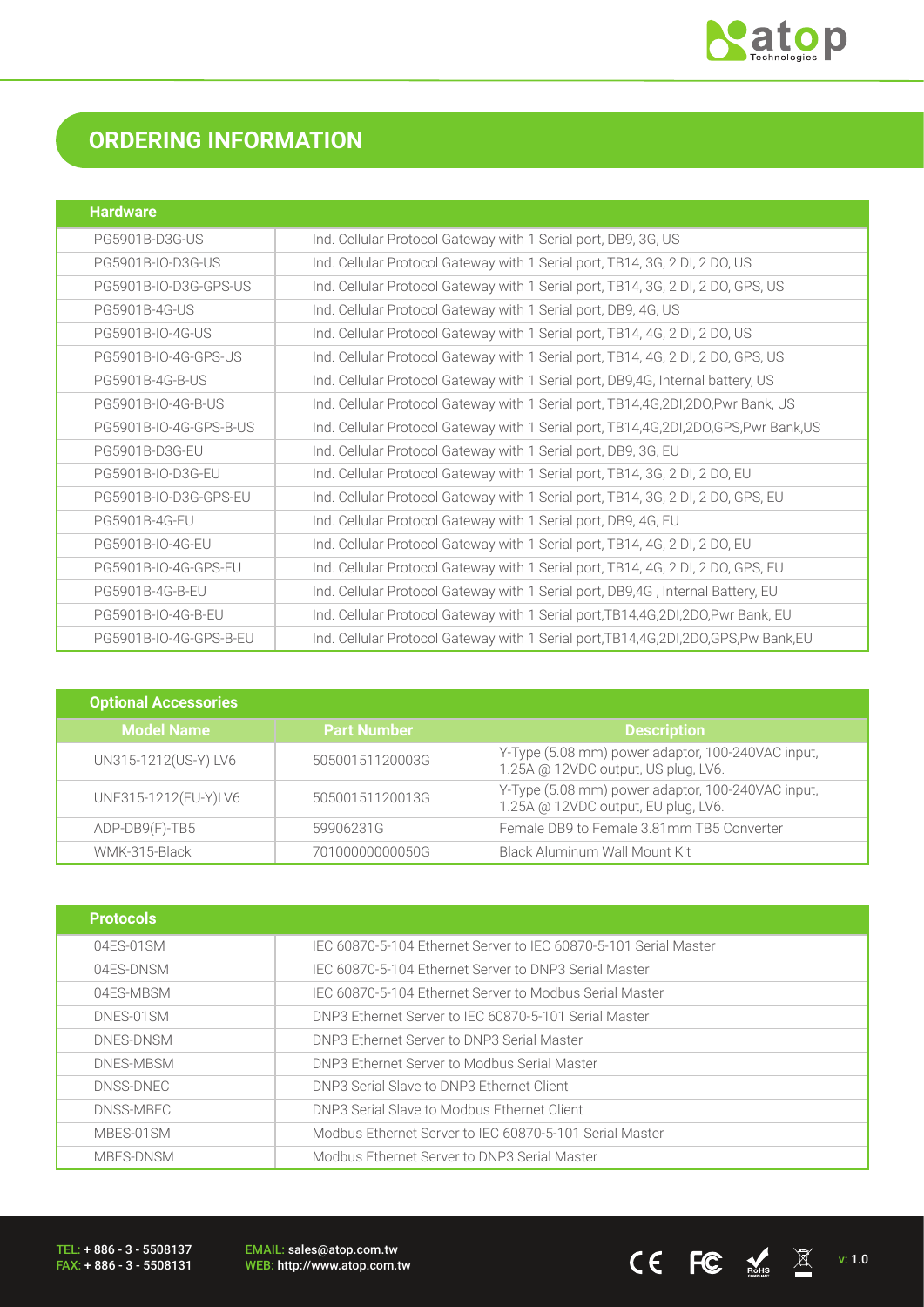# ORDERING INFORMATION

| Hardware | |
|---|---|
| PG5901B-D3G-US | Ind. Cellular Protocol Gateway with 1 Serial port, DB9, 3G, US |
| PG5901B-IO-D3G-US | Ind. Cellular Protocol Gateway with 1 Serial port, TB14, 3G, 2 DI, 2 DO, US |
| PG5901B-IO-D3G-GPS-US | Ind. Cellular Protocol Gateway with 1 Serial port, TB14, 3G, 2 DI, 2 DO, GPS, US |
| PG5901B-4G-US | Ind. Cellular Protocol Gateway with 1 Serial port, DB9, 4G, US |
| PG5901B-IO-4G-US | Ind. Cellular Protocol Gateway with 1 Serial port, TB14, 4G, 2 DI, 2 DO, US |
| PG5901B-IO-4G-GPS-US | Ind. Cellular Protocol Gateway with 1 Serial port, TB14, 4G, 2 DI, 2 DO, GPS, US |
| PG5901B-4G-B-US | Ind. Cellular Protocol Gateway with 1 Serial port, DB9,4G, Internal battery, US |
| PG5901B-IO-4G-B-US | Ind. Cellular Protocol Gateway with 1 Serial port, TB14,4G,2DI,2DO,Pwr Bank, US |
| PG5901B-IO-4G-GPS-B-US | Ind. Cellular Protocol Gateway with 1 Serial port, TB14,4G,2DI,2DO,GPS,Pwr Bank,US |
| PG5901B-D3G-EU | Ind. Cellular Protocol Gateway with 1 Serial port, DB9, 3G, EU |
| PG5901B-IO-D3G-EU | Ind. Cellular Protocol Gateway with 1 Serial port, TB14, 3G, 2 DI, 2 DO, EU |
| PG5901B-IO-D3G-GPS-EU | Ind. Cellular Protocol Gateway with 1 Serial port, TB14, 3G, 2 DI, 2 DO, GPS, EU |
| PG5901B-4G-EU | Ind. Cellular Protocol Gateway with 1 Serial port, DB9, 4G, EU |
| PG5901B-IO-4G-EU | Ind. Cellular Protocol Gateway with 1 Serial port, TB14, 4G, 2 DI, 2 DO, EU |
| PG5901B-IO-4G-GPS-EU | Ind. Cellular Protocol Gateway with 1 Serial port, TB14, 4G, 2 DI, 2 DO, GPS, EU |
| PG5901B-4G-B-EU | Ind. Cellular Protocol Gateway with 1 Serial port, DB9,4G , Internal Battery, EU |
| PG5901B-IO-4G-B-EU | Ind. Cellular Protocol Gateway with 1 Serial port,TB14,4G,2DI,2DO,Pwr Bank, EU |
| PG5901B-IO-4G-GPS-B-EU | Ind. Cellular Protocol Gateway with 1 Serial port,TB14,4G,2DI,2DO,GPS,Pw Bank,EU |

| Optional Accessories | | |
|---|---|---|
| **Model Name** | **Part Number** | **Description** |
| UN315-1212(US-Y) LV6 | 50500151120003G | Y-Type (5.08 mm) power adaptor, 100-240VAC input, 1.25A @ 12VDC output, US plug, LV6. |
| UNE315-1212(EU-Y)LV6 | 50500151120013G | Y-Type (5.08 mm) power adaptor, 100-240VAC input, 1.25A @ 12VDC output, EU plug, LV6. |
| ADP-DB9(F)-TB5 | 59906231G | Female DB9 to Female 3.81mm TB5 Converter |
| WMK-315-Black | 70100000000050G | Black Aluminum Wall Mount Kit |

| Protocols | |
|---|---|
| 04ES-01SM | IEC 60870-5-104 Ethernet Server to IEC 60870-5-101 Serial Master |
| 04ES-DNSM | IEC 60870-5-104 Ethernet Server to DNP3 Serial Master |
| 04ES-MBSM | IEC 60870-5-104 Ethernet Server to Modbus Serial Master |
| DNES-01SM | DNP3 Ethernet Server to IEC 60870-5-101 Serial Master |
| DNES-DNSM | DNP3 Ethernet Server to DNP3 Serial Master |
| DNES-MBSM | DNP3 Ethernet Server to Modbus Serial Master |
| DNSS-DNEC | DNP3 Serial Slave to DNP3 Ethernet Client |
| DNSS-MBEC | DNP3 Serial Slave to Modbus Ethernet Client |
| MBES-01SM | Modbus Ethernet Server to IEC 60870-5-101 Serial Master |
| MBES-DNSM | Modbus Ethernet Server to DNP3 Serial Master |

TEL: + 886 - 3 - 5508137
FAX: + 886 - 3 - 5508131

EMAIL: sales@atop.com.tw
WEB: http://www.atop.com.tw

v: 1.0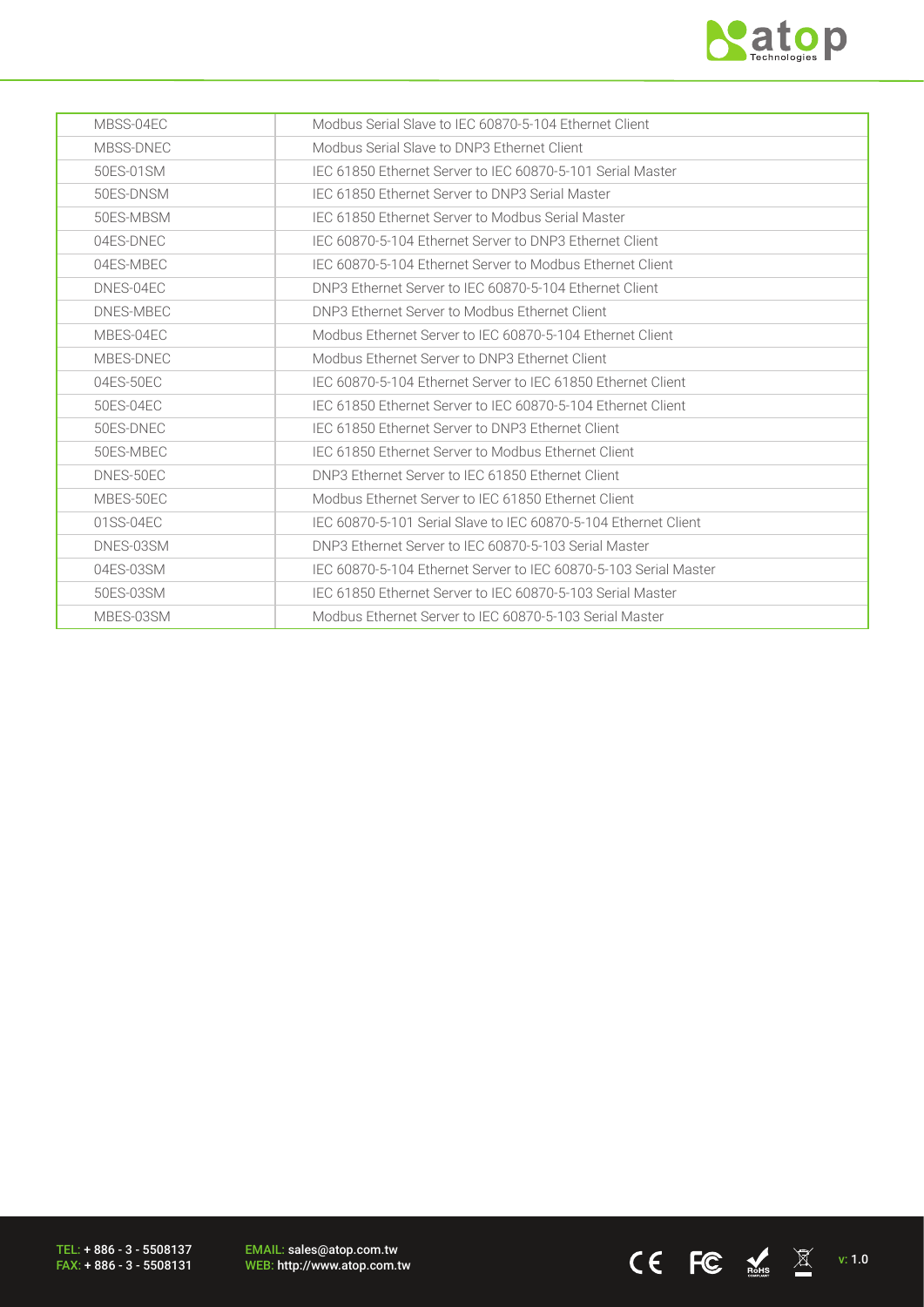| | |
|---|---|
| MBSS-04EC | Modbus Serial Slave to IEC 60870-5-104 Ethernet Client |
| MBSS-DNEC | Modbus Serial Slave to DNP3 Ethernet Client |
| 50ES-01SM | IEC 61850 Ethernet Server to IEC 60870-5-101 Serial Master |
| 50ES-DNSM | IEC 61850 Ethernet Server to DNP3 Serial Master |
| 50ES-MBSM | IEC 61850 Ethernet Server to Modbus Serial Master |
| 04ES-DNEC | IEC 60870-5-104 Ethernet Server to DNP3 Ethernet Client |
| 04ES-MBEC | IEC 60870-5-104 Ethernet Server to Modbus Ethernet Client |
| DNES-04EC | DNP3 Ethernet Server to IEC 60870-5-104 Ethernet Client |
| DNES-MBEC | DNP3 Ethernet Server to Modbus Ethernet Client |
| MBES-04EC | Modbus Ethernet Server to IEC 60870-5-104 Ethernet Client |
| MBES-DNEC | Modbus Ethernet Server to DNP3 Ethernet Client |
| 04ES-50EC | IEC 60870-5-104 Ethernet Server to IEC 61850 Ethernet Client |
| 50ES-04EC | IEC 61850 Ethernet Server to IEC 60870-5-104 Ethernet Client |
| 50ES-DNEC | IEC 61850 Ethernet Server to DNP3 Ethernet Client |
| 50ES-MBEC | IEC 61850 Ethernet Server to Modbus Ethernet Client |
| DNES-50EC | DNP3 Ethernet Server to IEC 61850 Ethernet Client |
| MBES-50EC | Modbus Ethernet Server to IEC 61850 Ethernet Client |
| 01SS-04EC | IEC 60870-5-101 Serial Slave to IEC 60870-5-104 Ethernet Client |
| DNES-03SM | DNP3 Ethernet Server to IEC 60870-5-103 Serial Master |
| 04ES-03SM | IEC 60870-5-104 Ethernet Server to IEC 60870-5-103 Serial Master |
| 50ES-03SM | IEC 61850 Ethernet Server to IEC 60870-5-103 Serial Master |
| MBES-03SM | Modbus Ethernet Server to IEC 60870-5-103 Serial Master |